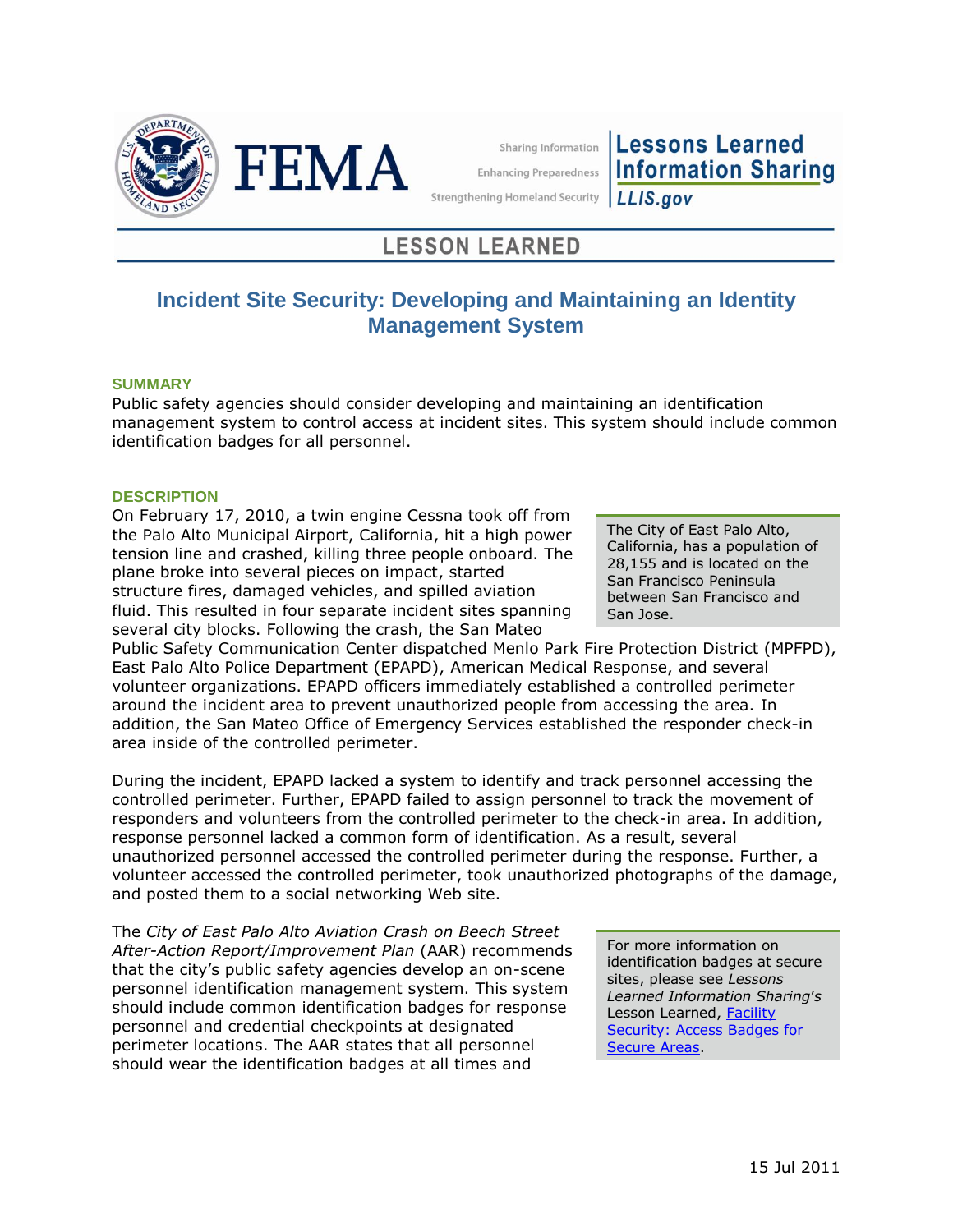LESSON LEARNED

# Incident Site Security: Developing and Maintaining an Identity Management System

## SUMMARY

Public safety agencies should consider developing and maintaining an identification management system to control access at incident sites. This system should include common identification badges for all personnel.

## DESCRIPTION

On February 17, 2010, a twin engine Cessna took off from the Palo Alto Municipal Airport, California, hit a high power tension line and crashed, killing three people onboard. The plane broke into several pieces on impact, started structure fires, damaged vehicles, and spilled aviation fluid. This resulted in four separate incident sites spanning several city blocks. Following the crash, the San Mateo Public Safety Communication Center dispatched Menlo Park Fire Protection District (MPFPD), East Palo Alto Police Department (EPAPD), American Medical Response, and several volunteer organizations. EPAPD officers immediately established a controlled perimeter around the incident area to prevent unauthorized people from accessing the area. In addition, the San Mateo Office of Emergency Services established the responder check-in area inside of the controlled perimeter.

> The City of East Palo Alto, California, has a population of 28,155 and is located on the San Francisco Peninsula between San Francisco and San Jose.

During the incident, EPAPD lacked a system to identify and track personnel accessing the controlled perimeter. Further, EPAPD failed to assign personnel to track the movement of responders and volunteers from the controlled perimeter to the check-in area. In addition, response personnel lacked a common form of identification. As a result, several unauthorized personnel accessed the controlled perimeter during the response. Further, a volunteer accessed the controlled perimeter, took unauthorized photographs of the damage, and posted them to a social networking Web site.

The *City of East Palo Alto Aviation Crash on Beech Street After-Action Report/Improvement Plan* (AAR) recommends that the city's public safety agencies develop an on-scene personnel identification management system. This system should include common identification badges for response personnel and credential checkpoints at designated perimeter locations. The AAR states that all personnel should wear the identification badges at all times and

> For more information on identification badges at secure sites, please see *Lessons Learned Information Sharing's* Lesson Learned, [Facility Security: Access Badges for Secure Areas](#).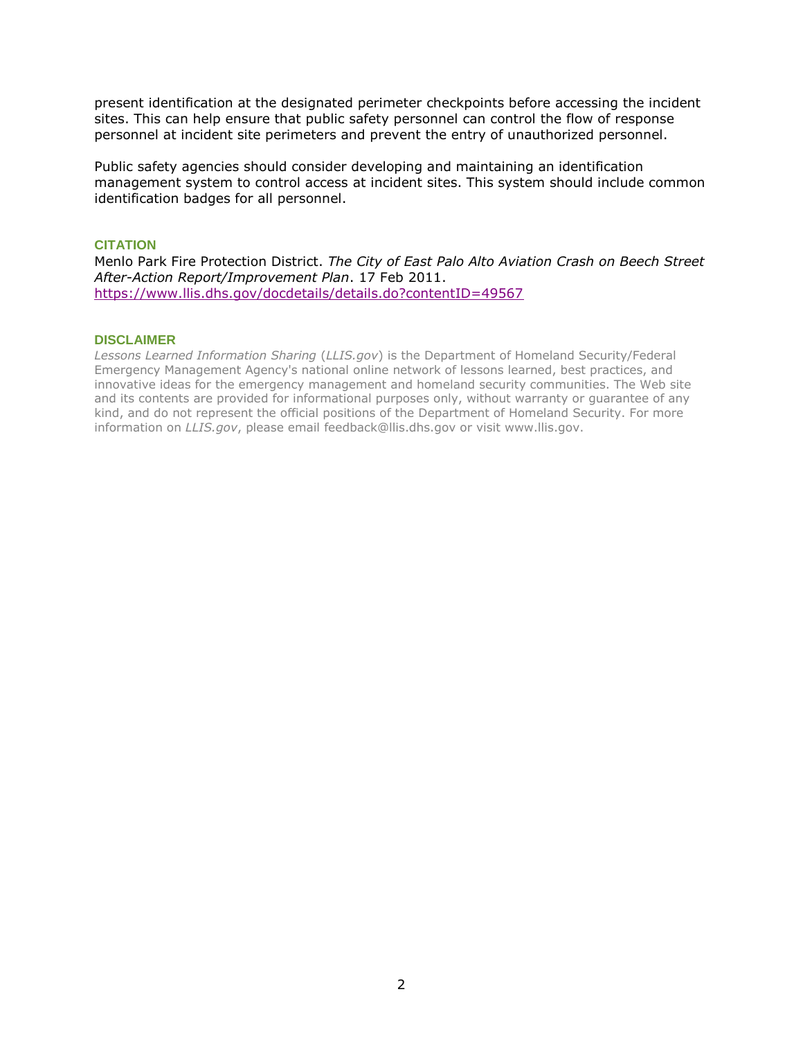present identification at the designated perimeter checkpoints before accessing the incident sites. This can help ensure that public safety personnel can control the flow of response personnel at incident site perimeters and prevent the entry of unauthorized personnel.

Public safety agencies should consider developing and maintaining an identification management system to control access at incident sites. This system should include common identification badges for all personnel.

## CITATION

Menlo Park Fire Protection District. *The City of East Palo Alto Aviation Crash on Beech Street After-Action Report/Improvement Plan*. 17 Feb 2011.
https://www.llis.dhs.gov/docdetails/details.do?contentID=49567

## DISCLAIMER

*Lessons Learned Information Sharing* (*LLIS.gov*) is the Department of Homeland Security/Federal Emergency Management Agency's national online network of lessons learned, best practices, and innovative ideas for the emergency management and homeland security communities. The Web site and its contents are provided for informational purposes only, without warranty or guarantee of any kind, and do not represent the official positions of the Department of Homeland Security. For more information on *LLIS.gov*, please email feedback@llis.dhs.gov or visit www.llis.gov.